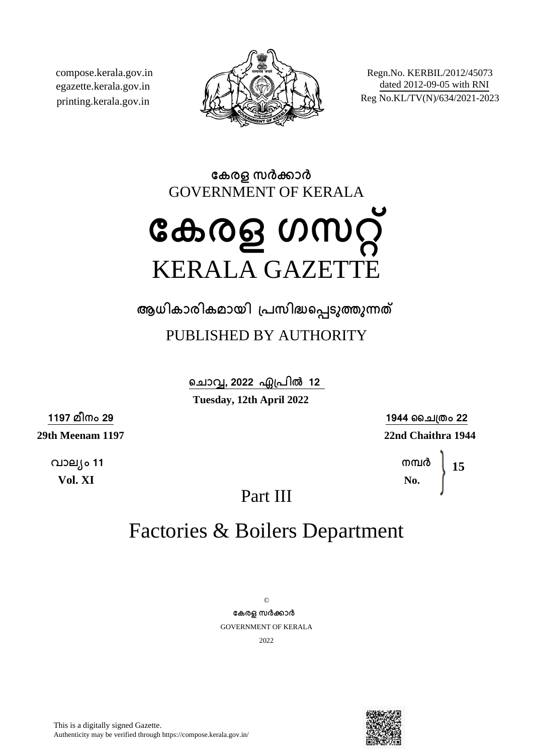compose.kerala.gov.in
egazette.kerala.gov.in
printing.kerala.gov.in

Regn.No. KERBIL/2012/45073
dated 2012-09-05 with RNI
Reg No.KL/TV(N)/634/2021-2023

കേരള സർക്കാർ
GOVERNMENT OF KERALA

# കേരള ഗസറ്റ്
# KERALA GAZETTE

ആധികാരികമായി പ്രസിദ്ധപ്പെടുത്തുന്നത്

PUBLISHED BY AUTHORITY

ചൊവ്വ, 2022 ഏപ്രിൽ 12
**Tuesday, 12th April 2022**

**1197 മീനം 29**
**29th Meenam 1197**

**1944 ചൈത്രം 22**
**22nd Chaithra 1944**

**വാല്യം 11**
**Vol. XI**

**നമ്പർ**
**No.** **15**

## Part III

# Factories & Boilers Department

©
കേരള സർക്കാർ
GOVERNMENT OF KERALA
2022

This is a digitally signed Gazette.
Authenticity may be verified through https://compose.kerala.gov.in/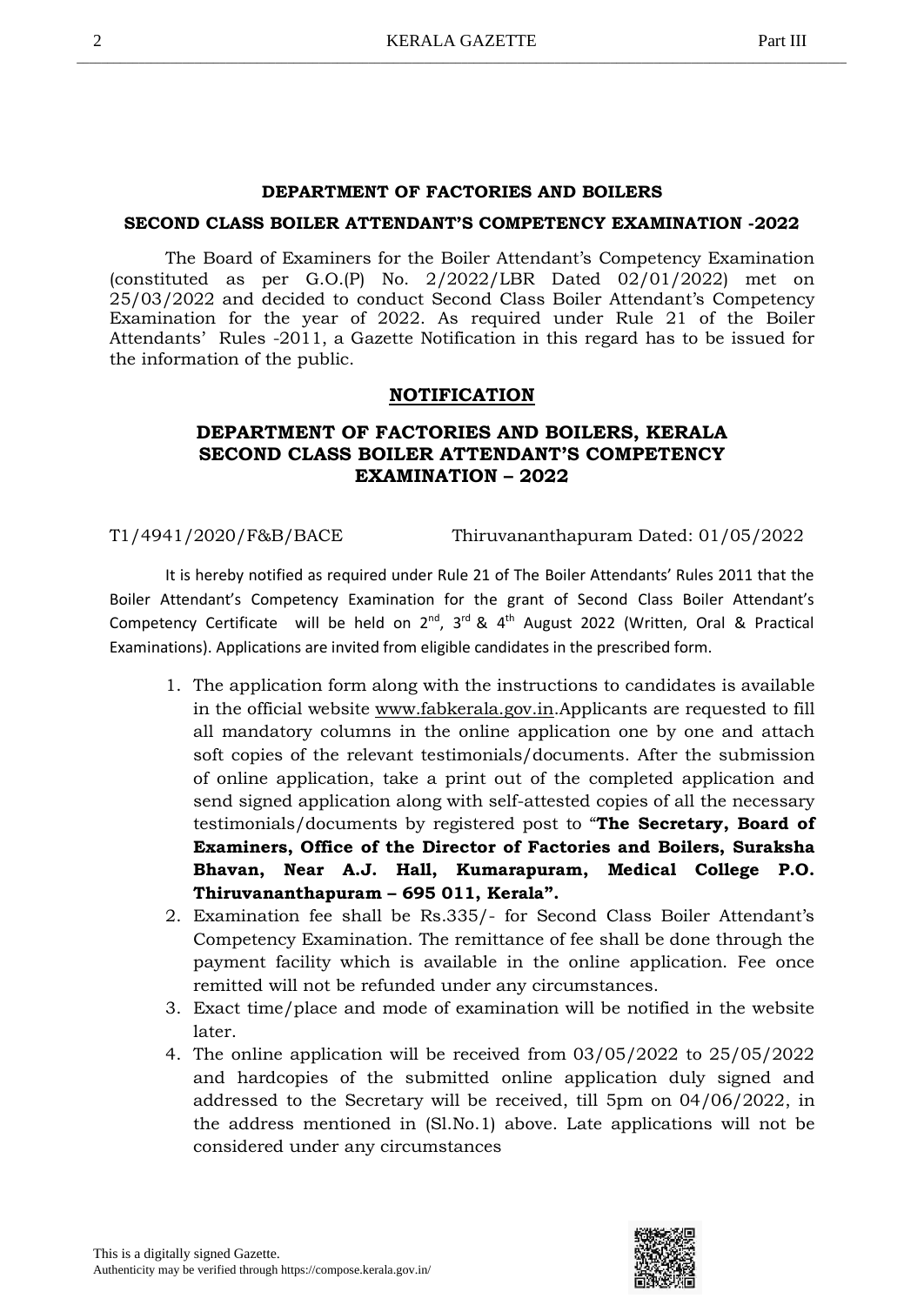## DEPARTMENT OF FACTORIES AND BOILERS

## SECOND CLASS BOILER ATTENDANT'S COMPETENCY EXAMINATION -2022

The Board of Examiners for the Boiler Attendant's Competency Examination (constituted as per G.O.(P) No. 2/2022/LBR Dated 02/01/2022) met on 25/03/2022 and decided to conduct Second Class Boiler Attendant's Competency Examination for the year of 2022. As required under Rule 21 of the Boiler Attendants' Rules -2011, a Gazette Notification in this regard has to be issued for the information of the public.

## NOTIFICATION

## DEPARTMENT OF FACTORIES AND BOILERS, KERALA SECOND CLASS BOILER ATTENDANT'S COMPETENCY EXAMINATION – 2022

T1/4941/2020/F&B/BACE Thiruvananthapuram Dated: 01/05/2022

It is hereby notified as required under Rule 21 of The Boiler Attendants' Rules 2011 that the Boiler Attendant's Competency Examination for the grant of Second Class Boiler Attendant's Competency Certificate will be held on 2nd, 3rd & 4th August 2022 (Written, Oral & Practical Examinations). Applications are invited from eligible candidates in the prescribed form.

1. The application form along with the instructions to candidates is available in the official website www.fabkerala.gov.in.Applicants are requested to fill all mandatory columns in the online application one by one and attach soft copies of the relevant testimonials/documents. After the submission of online application, take a print out of the completed application and send signed application along with self-attested copies of all the necessary testimonials/documents by registered post to "**The Secretary, Board of Examiners, Office of the Director of Factories and Boilers, Suraksha Bhavan, Near A.J. Hall, Kumarapuram, Medical College P.O. Thiruvananthapuram – 695 011, Kerala".**
2. Examination fee shall be Rs.335/- for Second Class Boiler Attendant's Competency Examination. The remittance of fee shall be done through the payment facility which is available in the online application. Fee once remitted will not be refunded under any circumstances.
3. Exact time/place and mode of examination will be notified in the website later.
4. The online application will be received from 03/05/2022 to 25/05/2022 and hardcopies of the submitted online application duly signed and addressed to the Secretary will be received, till 5pm on 04/06/2022, in the address mentioned in (Sl.No.1) above. Late applications will not be considered under any circumstances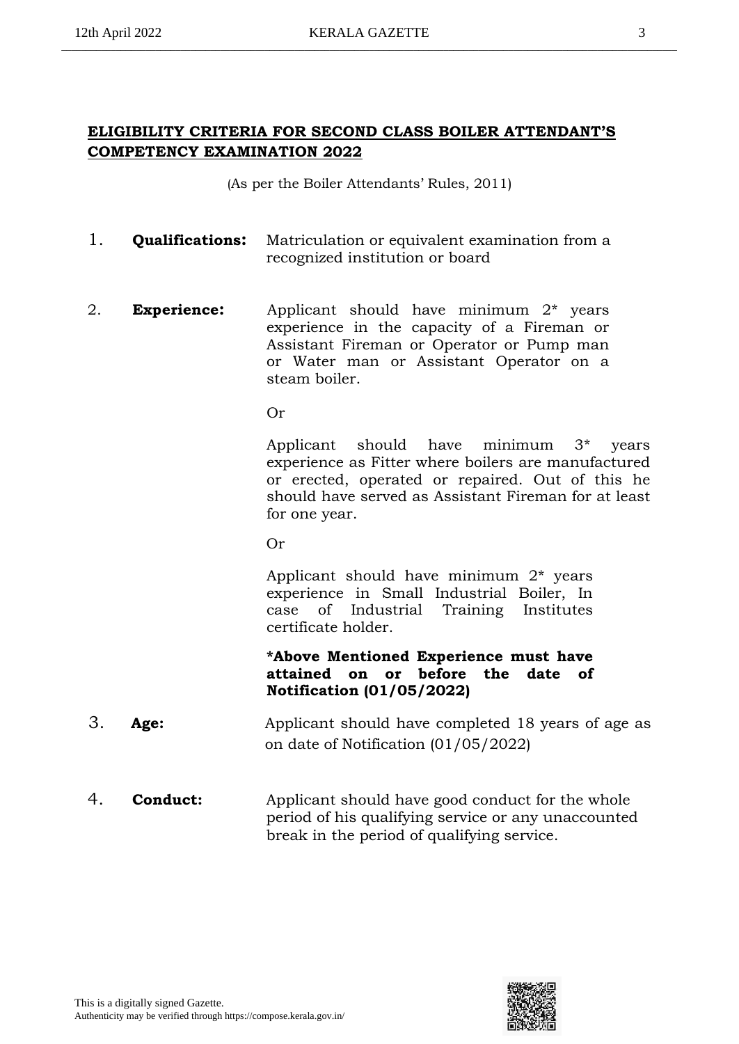## ELIGIBILITY CRITERIA FOR SECOND CLASS BOILER ATTENDANT'S COMPETENCY EXAMINATION 2022

(As per the Boiler Attendants' Rules, 2011)

1. **Qualifications:** Matriculation or equivalent examination from a recognized institution or board

2. **Experience:** Applicant should have minimum 2* years experience in the capacity of a Fireman or Assistant Fireman or Operator or Pump man or Water man or Assistant Operator on a steam boiler.

   Or

   Applicant should have minimum 3* years experience as Fitter where boilers are manufactured or erected, operated or repaired. Out of this he should have served as Assistant Fireman for at least for one year.

   Or

   Applicant should have minimum 2* years experience in Small Industrial Boiler, In case of Industrial Training Institutes certificate holder.

   ***Above Mentioned Experience must have attained on or before the date of Notification (01/05/2022)**

3. **Age:** Applicant should have completed 18 years of age as on date of Notification (01/05/2022)

4. **Conduct:** Applicant should have good conduct for the whole period of his qualifying service or any unaccounted break in the period of qualifying service.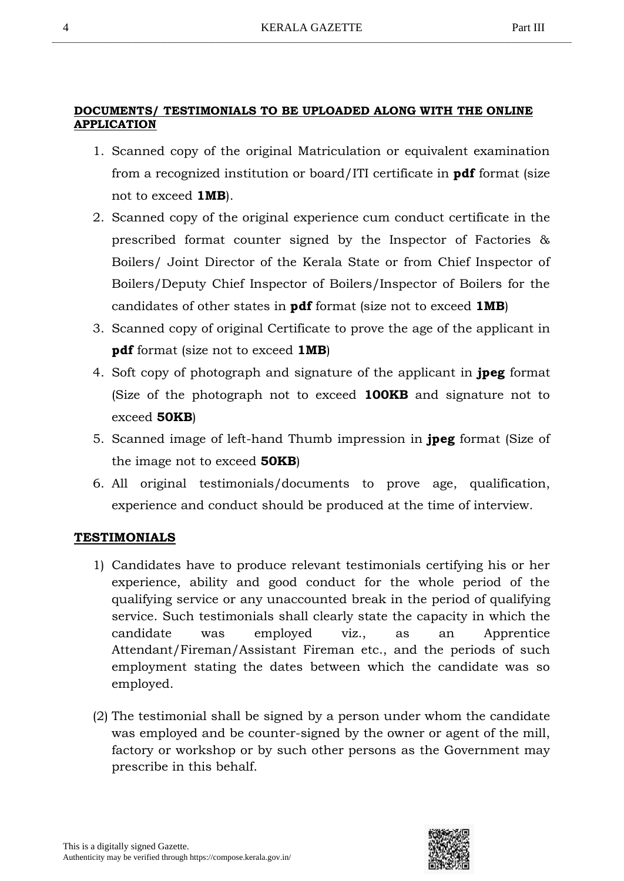**DOCUMENTS/ TESTIMONIALS TO BE UPLOADED ALONG WITH THE ONLINE APPLICATION**

1. Scanned copy of the original Matriculation or equivalent examination from a recognized institution or board/ITI certificate in **pdf** format (size not to exceed **1MB**).
2. Scanned copy of the original experience cum conduct certificate in the prescribed format counter signed by the Inspector of Factories & Boilers/ Joint Director of the Kerala State or from Chief Inspector of Boilers/Deputy Chief Inspector of Boilers/Inspector of Boilers for the candidates of other states in **pdf** format (size not to exceed **1MB**)
3. Scanned copy of original Certificate to prove the age of the applicant in **pdf** format (size not to exceed **1MB**)
4. Soft copy of photograph and signature of the applicant in **jpeg** format (Size of the photograph not to exceed **100KB** and signature not to exceed **50KB**)
5. Scanned image of left-hand Thumb impression in **jpeg** format (Size of the image not to exceed **50KB**)
6. All original testimonials/documents to prove age, qualification, experience and conduct should be produced at the time of interview.

**TESTIMONIALS**

1) Candidates have to produce relevant testimonials certifying his or her experience, ability and good conduct for the whole period of the qualifying service or any unaccounted break in the period of qualifying service. Such testimonials shall clearly state the capacity in which the candidate was employed viz., as an Apprentice Attendant/Fireman/Assistant Fireman etc., and the periods of such employment stating the dates between which the candidate was so employed.

(2) The testimonial shall be signed by a person under whom the candidate was employed and be counter-signed by the owner or agent of the mill, factory or workshop or by such other persons as the Government may prescribe in this behalf.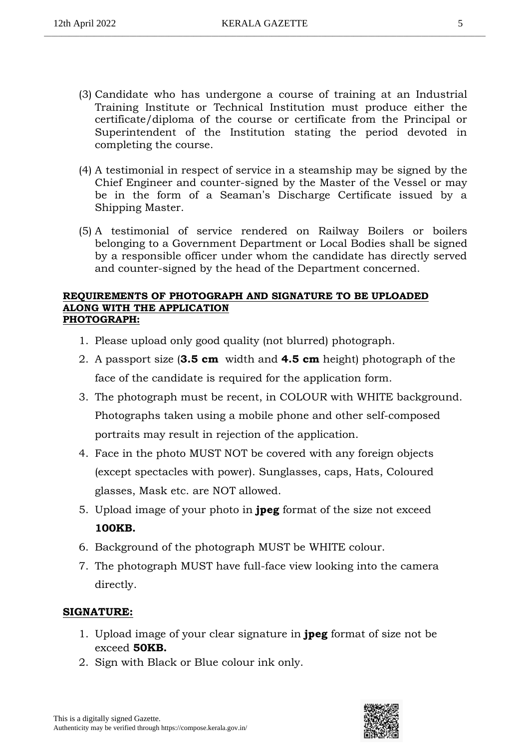(3) Candidate who has undergone a course of training at an Industrial Training Institute or Technical Institution must produce either the certificate/diploma of the course or certificate from the Principal or Superintendent of the Institution stating the period devoted in completing the course.

(4) A testimonial in respect of service in a steamship may be signed by the Chief Engineer and counter-signed by the Master of the Vessel or may be in the form of a Seaman's Discharge Certificate issued by a Shipping Master.

(5) A testimonial of service rendered on Railway Boilers or boilers belonging to a Government Department or Local Bodies shall be signed by a responsible officer under whom the candidate has directly served and counter-signed by the head of the Department concerned.

**REQUIREMENTS OF PHOTOGRAPH AND SIGNATURE TO BE UPLOADED ALONG WITH THE APPLICATION**

**PHOTOGRAPH:**

1. Please upload only good quality (not blurred) photograph.
2. A passport size (**3.5 cm** width and **4.5 cm** height) photograph of the face of the candidate is required for the application form.
3. The photograph must be recent, in COLOUR with WHITE background. Photographs taken using a mobile phone and other self-composed portraits may result in rejection of the application.
4. Face in the photo MUST NOT be covered with any foreign objects (except spectacles with power). Sunglasses, caps, Hats, Coloured glasses, Mask etc. are NOT allowed.
5. Upload image of your photo in **jpeg** format of the size not exceed **100KB.**
6. Background of the photograph MUST be WHITE colour.
7. The photograph MUST have full-face view looking into the camera directly.

**SIGNATURE:**

1. Upload image of your clear signature in **jpeg** format of size not be exceed **50KB.**
2. Sign with Black or Blue colour ink only.

This is a digitally signed Gazette.
Authenticity may be verified through https://compose.kerala.gov.in/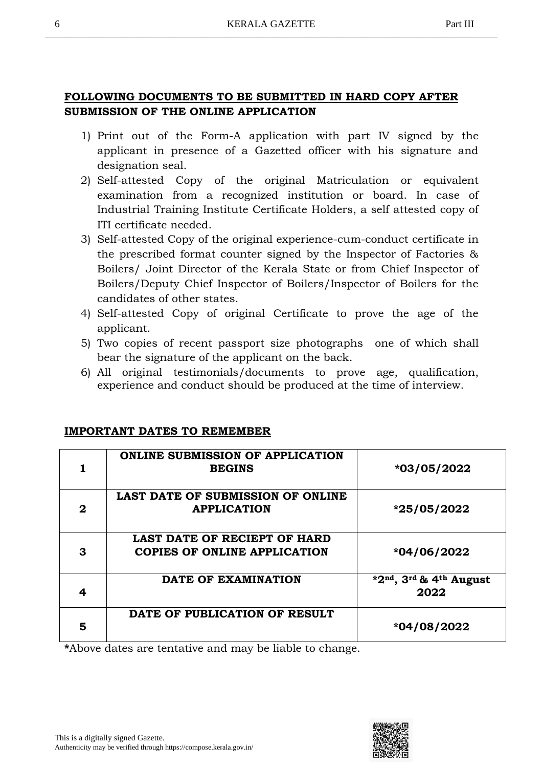**FOLLOWING DOCUMENTS TO BE SUBMITTED IN HARD COPY AFTER SUBMISSION OF THE ONLINE APPLICATION**

1) Print out of the Form-A application with part IV signed by the applicant in presence of a Gazetted officer with his signature and designation seal.
2) Self-attested Copy of the original Matriculation or equivalent examination from a recognized institution or board. In case of Industrial Training Institute Certificate Holders, a self attested copy of ITI certificate needed.
3) Self-attested Copy of the original experience-cum-conduct certificate in the prescribed format counter signed by the Inspector of Factories & Boilers/ Joint Director of the Kerala State or from Chief Inspector of Boilers/Deputy Chief Inspector of Boilers/Inspector of Boilers for the candidates of other states.
4) Self-attested Copy of original Certificate to prove the age of the applicant.
5) Two copies of recent passport size photographs one of which shall bear the signature of the applicant on the back.
6) All original testimonials/documents to prove age, qualification, experience and conduct should be produced at the time of interview.

**IMPORTANT DATES TO REMEMBER**

| | | |
|---|---|---|
| **1** | **ONLINE SUBMISSION OF APPLICATION BEGINS** | **\*03/05/2022** |
| **2** | **LAST DATE OF SUBMISSION OF ONLINE APPLICATION** | **\*25/05/2022** |
| **3** | **LAST DATE OF RECIEPT OF HARD COPIES OF ONLINE APPLICATION** | **\*04/06/2022** |
| **4** | **DATE OF EXAMINATION** | **\*2nd, 3rd & 4th August 2022** |
| **5** | **DATE OF PUBLICATION OF RESULT** | **\*04/08/2022** |

**\***Above dates are tentative and may be liable to change.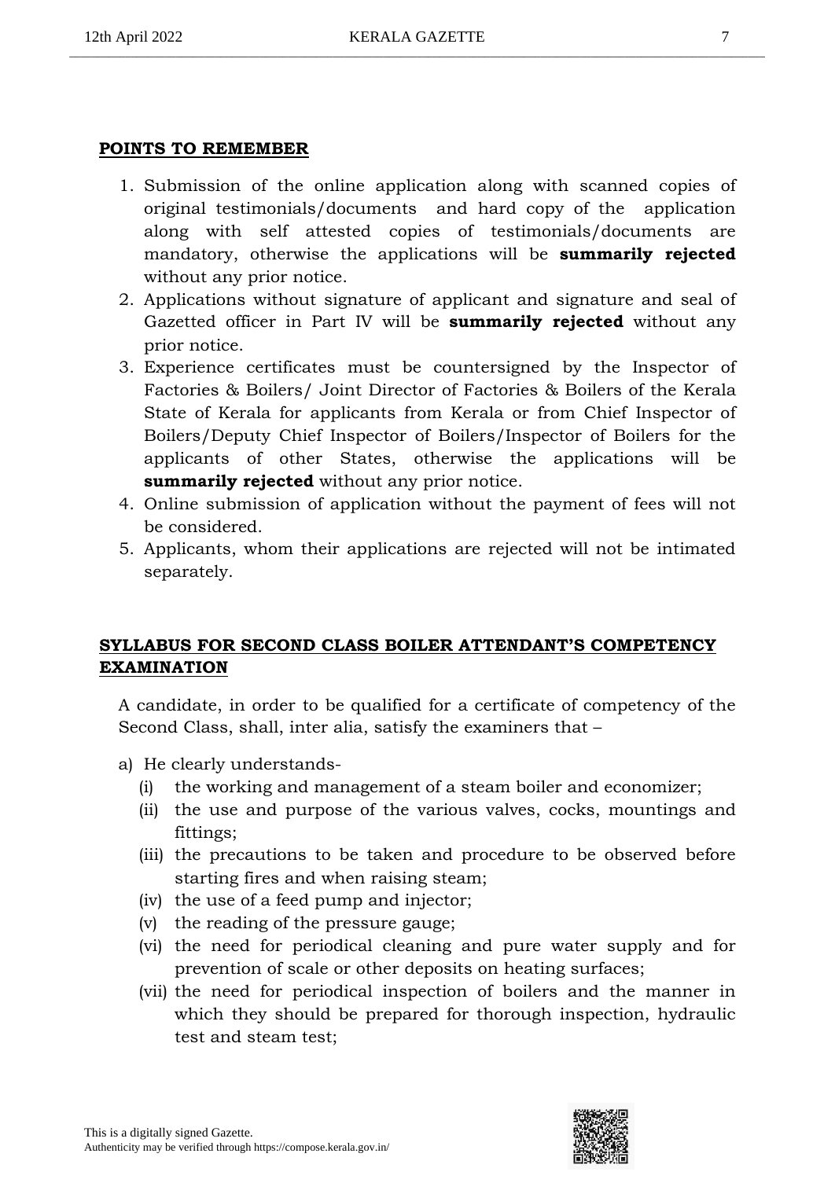**POINTS TO REMEMBER**

1. Submission of the online application along with scanned copies of original testimonials/documents and hard copy of the application along with self attested copies of testimonials/documents are mandatory, otherwise the applications will be **summarily rejected** without any prior notice.
2. Applications without signature of applicant and signature and seal of Gazetted officer in Part IV will be **summarily rejected** without any prior notice.
3. Experience certificates must be countersigned by the Inspector of Factories & Boilers/ Joint Director of Factories & Boilers of the Kerala State of Kerala for applicants from Kerala or from Chief Inspector of Boilers/Deputy Chief Inspector of Boilers/Inspector of Boilers for the applicants of other States, otherwise the applications will be **summarily rejected** without any prior notice.
4. Online submission of application without the payment of fees will not be considered.
5. Applicants, whom their applications are rejected will not be intimated separately.

**SYLLABUS FOR SECOND CLASS BOILER ATTENDANT'S COMPETENCY EXAMINATION**

A candidate, in order to be qualified for a certificate of competency of the Second Class, shall, inter alia, satisfy the examiners that –

a) He clearly understands-
   (i) the working and management of a steam boiler and economizer;
   (ii) the use and purpose of the various valves, cocks, mountings and fittings;
   (iii) the precautions to be taken and procedure to be observed before starting fires and when raising steam;
   (iv) the use of a feed pump and injector;
   (v) the reading of the pressure gauge;
   (vi) the need for periodical cleaning and pure water supply and for prevention of scale or other deposits on heating surfaces;
   (vii) the need for periodical inspection of boilers and the manner in which they should be prepared for thorough inspection, hydraulic test and steam test;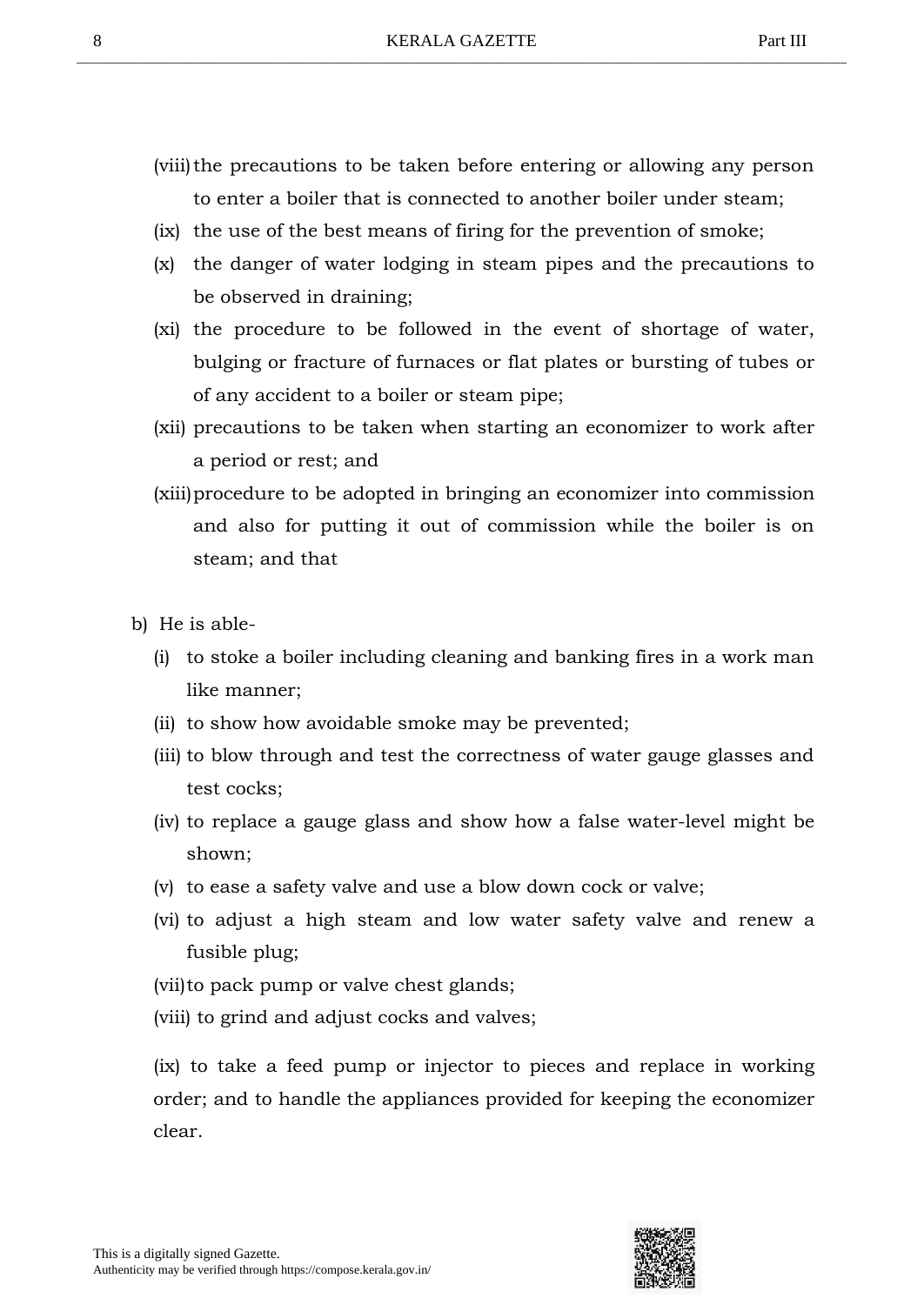(viii) the precautions to be taken before entering or allowing any person to enter a boiler that is connected to another boiler under steam;

(ix) the use of the best means of firing for the prevention of smoke;

(x) the danger of water lodging in steam pipes and the precautions to be observed in draining;

(xi) the procedure to be followed in the event of shortage of water, bulging or fracture of furnaces or flat plates or bursting of tubes or of any accident to a boiler or steam pipe;

(xii) precautions to be taken when starting an economizer to work after a period or rest; and

(xiii) procedure to be adopted in bringing an economizer into commission and also for putting it out of commission while the boiler is on steam; and that

b) He is able-

(i) to stoke a boiler including cleaning and banking fires in a work man like manner;

(ii) to show how avoidable smoke may be prevented;

(iii) to blow through and test the correctness of water gauge glasses and test cocks;

(iv) to replace a gauge glass and show how a false water-level might be shown;

(v) to ease a safety valve and use a blow down cock or valve;

(vi) to adjust a high steam and low water safety valve and renew a fusible plug;

(vii) to pack pump or valve chest glands;

(viii) to grind and adjust cocks and valves;

(ix) to take a feed pump or injector to pieces and replace in working order; and to handle the appliances provided for keeping the economizer clear.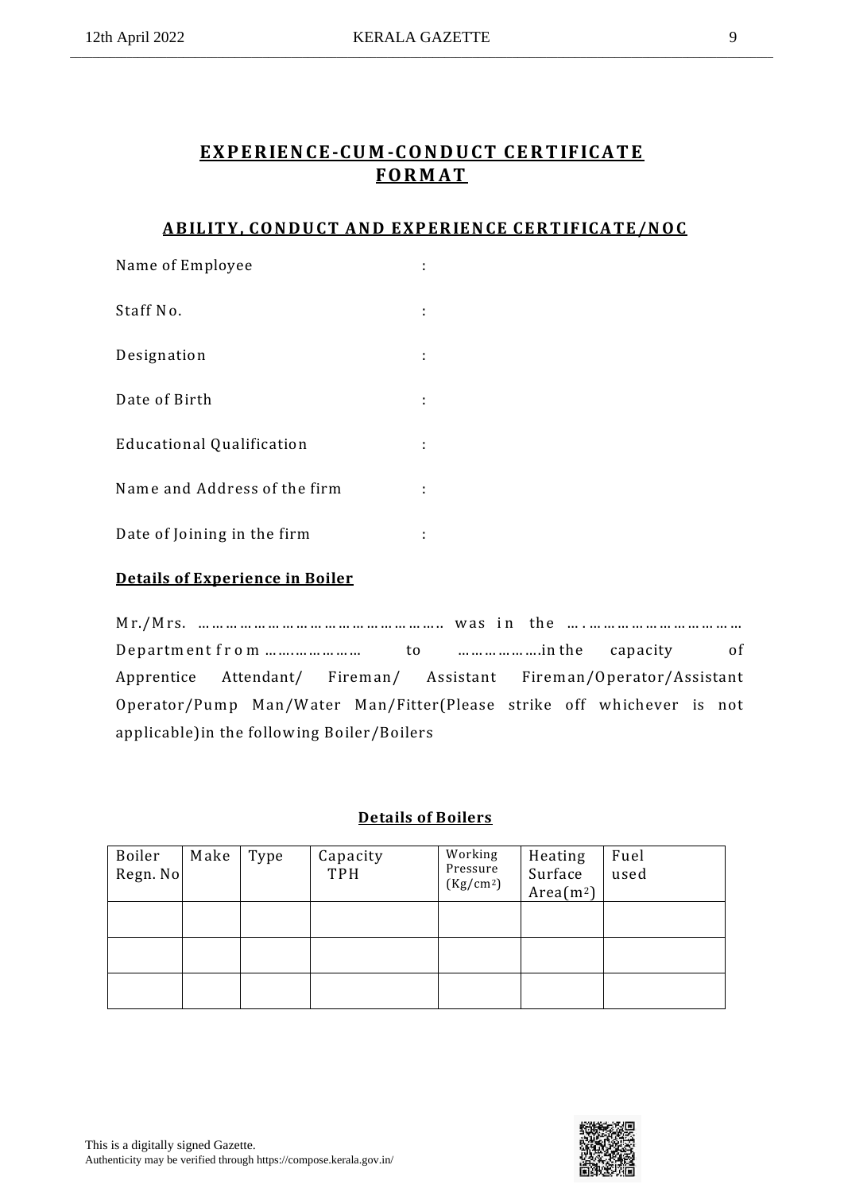# EXPERIENCE-CUM-CONDUCT CERTIFICATE FORMAT

## ABILITY, CONDUCT AND EXPERIENCE CERTIFICATE/NOC

Name of Employee :

Staff No. :

Designation :

Date of Birth :

Educational Qualification :

Name and Address of the firm :

Date of Joining in the firm :

**Details of Experience in Boiler**

Mr./Mrs. ……………………………………………. was in the …..…………………………… Department from …….………… to ……………….in the capacity of Apprentice Attendant/ Fireman/ Assistant Fireman/Operator/Assistant Operator/Pump Man/Water Man/Fitter(Please strike off whichever is not applicable)in the following Boiler/Boilers

**Details of Boilers**

| Boiler Regn. No | Make | Type | Capacity TPH | Working Pressure ($Kg/cm^2$) | Heating Surface Area($m^2$) | Fuel used |
|---|---|---|---|---|---|---|
| | | | | | | |
| | | | | | | |
| | | | | | | |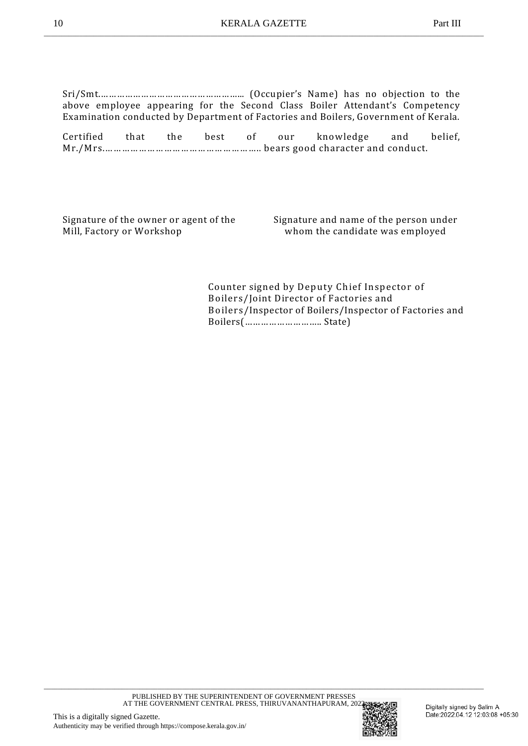Sri/Smt……………………………………………….. (Occupier's Name) has no objection to the above employee appearing for the Second Class Boiler Attendant's Competency Examination conducted by Department of Factories and Boilers, Government of Kerala.

Certified that the best of our knowledge and belief, Mr./Mrs………………………………………………... bears good character and conduct.

Signature of the owner or agent of the Mill, Factory or Workshop

Signature and name of the person under whom the candidate was employed

Counter signed by Deputy Chief Inspector of Boilers/Joint Director of Factories and Boilers/Inspector of Boilers/Inspector of Factories and Boilers(……………………….. State)

PUBLISHED BY THE SUPERINTENDENT OF GOVERNMENT PRESSES
AT THE GOVERNMENT CENTRAL PRESS, THIRUVANANTHAPURAM, 2022

This is a digitally signed Gazette.
Authenticity may be verified through https://compose.kerala.gov.in/

Digitally signed by Salim A
Date:2022.04.12 12:03:08 +05:30